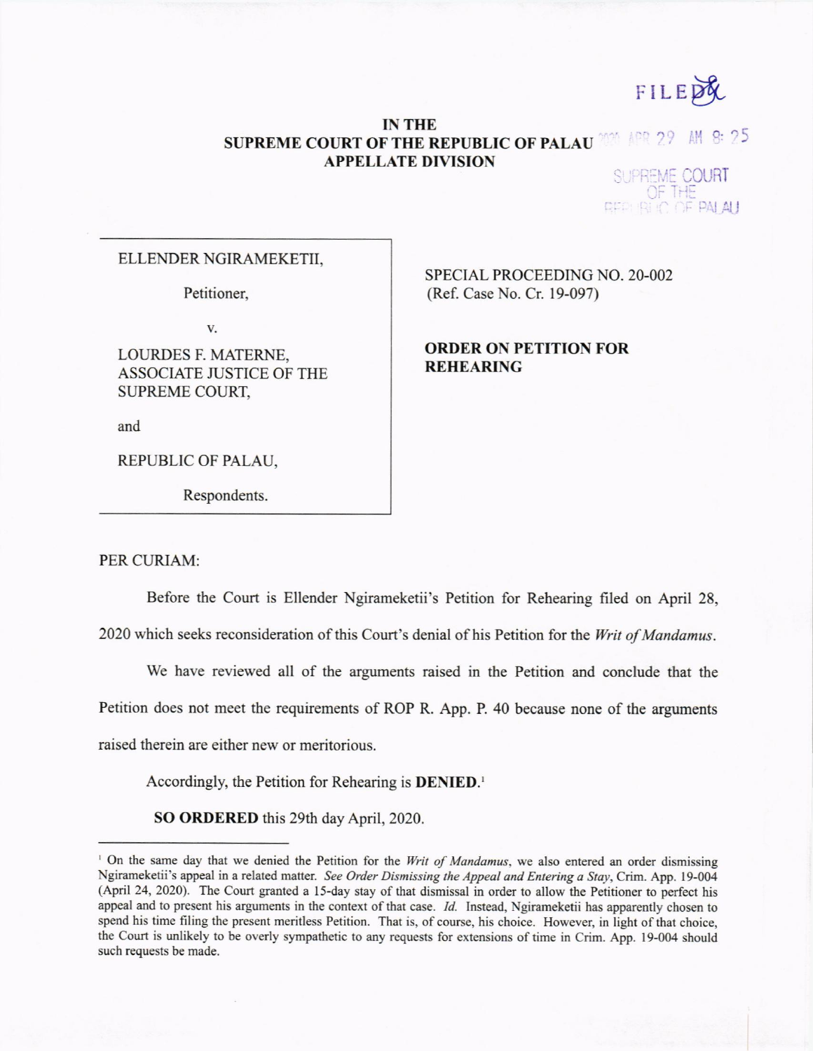FILED

2020 APR 29 AM 8:25

SUPREME COURT OF THE REPUBLIC OF PALAU

**IN THE SUPREME COURT OF THE REPUBLIC OF PALAU APPELLATE DIVISION**

| | |
|---|---|
| ELLENDER NGIRAMEKETII,<br><br>Petitioner,<br><br>v.<br><br>LOURDES F. MATERNE, ASSOCIATE JUSTICE OF THE SUPREME COURT,<br><br>and<br><br>REPUBLIC OF PALAU,<br><br>Respondents. | SPECIAL PROCEEDING NO. 20-002<br>(Ref. Case No. Cr. 19-097)<br><br>**ORDER ON PETITION FOR REHEARING** |

PER CURIAM:

Before the Court is Ellender Ngirameketii's Petition for Rehearing filed on April 28, 2020 which seeks reconsideration of this Court's denial of his Petition for the *Writ of Mandamus*.

We have reviewed all of the arguments raised in the Petition and conclude that the Petition does not meet the requirements of ROP R. App. P. 40 because none of the arguments raised therein are either new or meritorious.

Accordingly, the Petition for Rehearing is **DENIED.**[1]

**SO ORDERED** this 29th day April, 2020.

---

[1] On the same day that we denied the Petition for the *Writ of Mandamus*, we also entered an order dismissing Ngirameketii's appeal in a related matter. *See Order Dismissing the Appeal and Entering a Stay*, Crim. App. 19-004 (April 24, 2020). The Court granted a 15-day stay of that dismissal in order to allow the Petitioner to perfect his appeal and to present his arguments in the context of that case. *Id.* Instead, Ngirameketii has apparently chosen to spend his time filing the present meritless Petition. That is, of course, his choice. However, in light of that choice, the Court is unlikely to be overly sympathetic to any requests for extensions of time in Crim. App. 19-004 should such requests be made.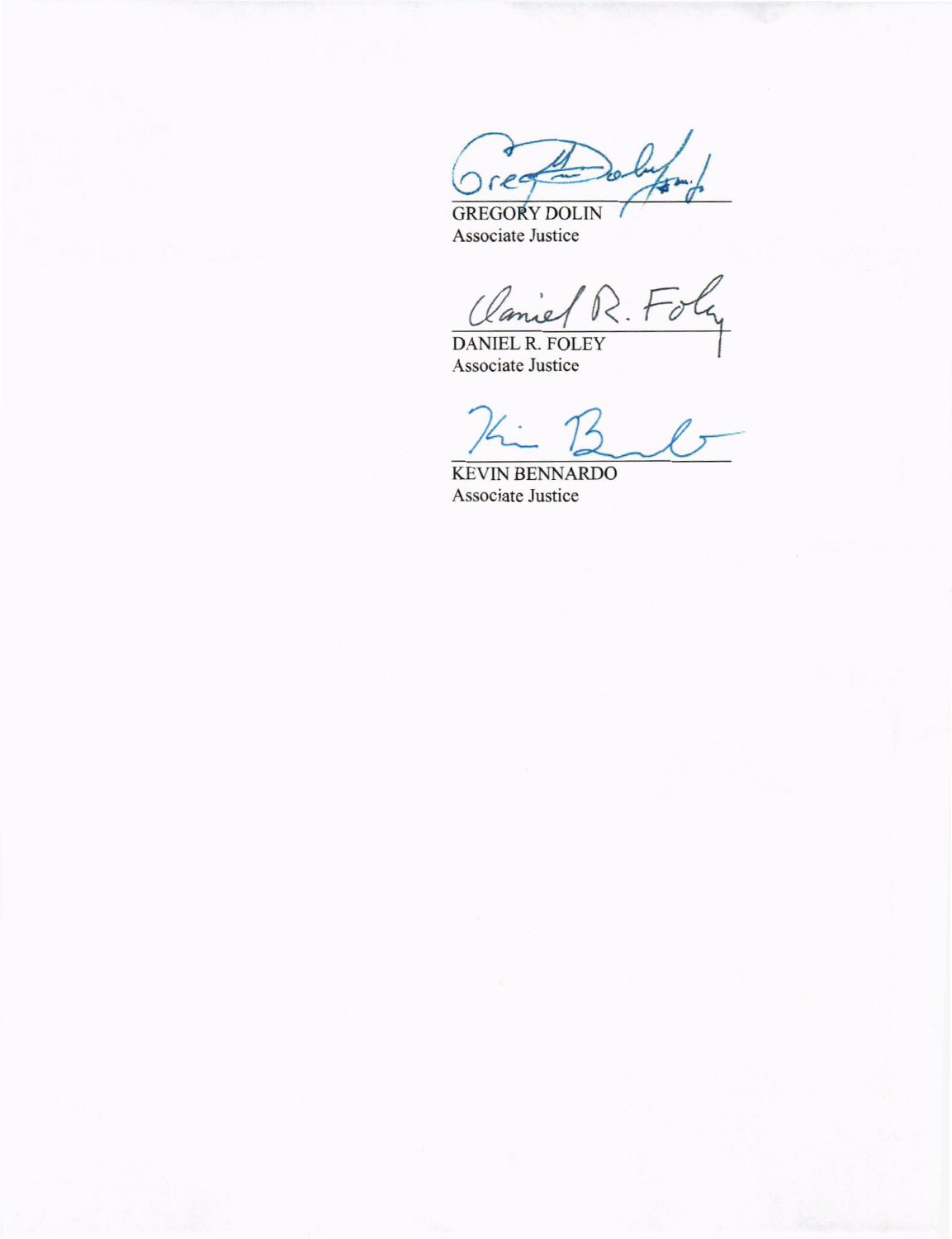GREGORY DOLIN
Associate Justice

DANIEL R. FOLEY
Associate Justice

KEVIN BENNARDO
Associate Justice